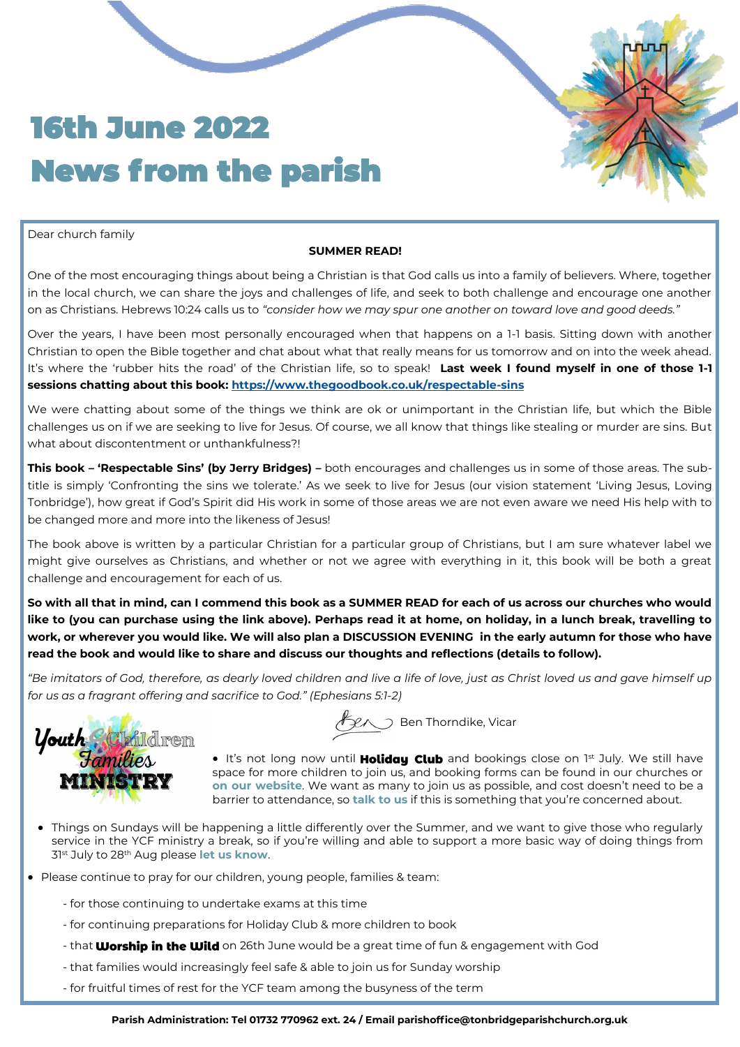# 16th June 2022
# News from the parish

Dear church family

**SUMMER READ!**

One of the most encouraging things about being a Christian is that God calls us into a family of believers. Where, together in the local church, we can share the joys and challenges of life, and seek to both challenge and encourage one another on as Christians. Hebrews 10:24 calls us to *"consider how we may spur one another on toward love and good deeds."*

Over the years, I have been most personally encouraged when that happens on a 1-1 basis. Sitting down with another Christian to open the Bible together and chat about what that really means for us tomorrow and on into the week ahead. It's where the 'rubber hits the road' of the Christian life, so to speak! **Last week I found myself in one of those 1-1 sessions chatting about this book: https://www.thegoodbook.co.uk/respectable-sins**

We were chatting about some of the things we think are ok or unimportant in the Christian life, but which the Bible challenges us on if we are seeking to live for Jesus. Of course, we all know that things like stealing or murder are sins. But what about discontentment or unthankfulness?!

**This book – 'Respectable Sins' (by Jerry Bridges) –** both encourages and challenges us in some of those areas. The sub-title is simply 'Confronting the sins we tolerate.' As we seek to live for Jesus (our vision statement 'Living Jesus, Loving Tonbridge'), how great if God's Spirit did His work in some of those areas we are not even aware we need His help with to be changed more and more into the likeness of Jesus!

The book above is written by a particular Christian for a particular group of Christians, but I am sure whatever label we might give ourselves as Christians, and whether or not we agree with everything in it, this book will be both a great challenge and encouragement for each of us.

**So with all that in mind, can I commend this book as a SUMMER READ for each of us across our churches who would like to (you can purchase using the link above). Perhaps read it at home, on holiday, in a lunch break, travelling to work, or wherever you would like. We will also plan a DISCUSSION EVENING in the early autumn for those who have read the book and would like to share and discuss our thoughts and reflections (details to follow).**

*"Be imitators of God, therefore, as dearly loved children and live a life of love, just as Christ loved us and gave himself up for us as a fragrant offering and sacrifice to God." (Ephesians 5:1-2)*

Ben Thorndike, Vicar

## Youth & Children Families MINISTRY

- It's not long now until **Holiday Club** and bookings close on 1st July. We still have space for more children to join us, and booking forms can be found in our churches or **on our website**. We want as many to join us as possible, and cost doesn't need to be a barrier to attendance, so **talk to us** if this is something that you're concerned about.
- Things on Sundays will be happening a little differently over the Summer, and we want to give those who regularly service in the YCF ministry a break, so if you're willing and able to support a more basic way of doing things from 31st July to 28th Aug please **let us know**.
- Please continue to pray for our children, young people, families & team:
  - for those continuing to undertake exams at this time
  - for continuing preparations for Holiday Club & more children to book
  - that **Worship in the Wild** on 26th June would be a great time of fun & engagement with God
  - that families would increasingly feel safe & able to join us for Sunday worship
  - for fruitful times of rest for the YCF team among the busyness of the term

**Parish Administration: Tel 01732 770962 ext. 24 / Email parishoffice@tonbridgeparishchurch.org.uk**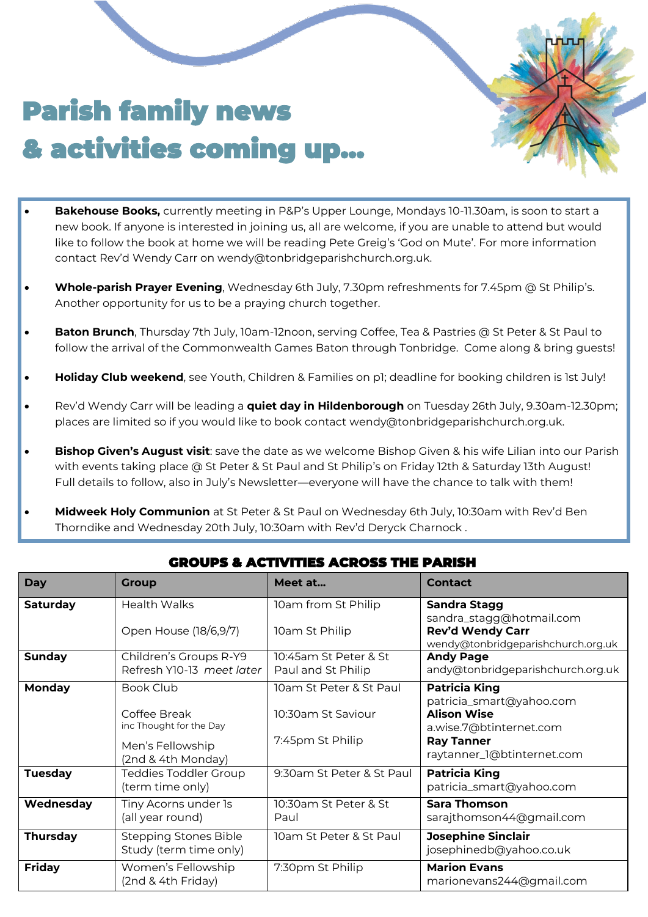# Parish family news & activities coming up...

- **Bakehouse Books,** currently meeting in P&P's Upper Lounge, Mondays 10-11.30am, is soon to start a new book. If anyone is interested in joining us, all are welcome, if you are unable to attend but would like to follow the book at home we will be reading Pete Greig's 'God on Mute'. For more information contact Rev'd Wendy Carr on wendy@tonbridgeparishchurch.org.uk.
- **Whole-parish Prayer Evening**, Wednesday 6th July, 7.30pm refreshments for 7.45pm @ St Philip's. Another opportunity for us to be a praying church together.
- **Baton Brunch**, Thursday 7th July, 10am-12noon, serving Coffee, Tea & Pastries @ St Peter & St Paul to follow the arrival of the Commonwealth Games Baton through Tonbridge. Come along & bring guests!
- **Holiday Club weekend**, see Youth, Children & Families on p1; deadline for booking children is 1st July!
- Rev'd Wendy Carr will be leading a **quiet day in Hildenborough** on Tuesday 26th July, 9.30am-12.30pm; places are limited so if you would like to book contact wendy@tonbridgeparishchurch.org.uk.
- **Bishop Given's August visit**: save the date as we welcome Bishop Given & his wife Lilian into our Parish with events taking place @ St Peter & St Paul and St Philip's on Friday 12th & Saturday 13th August! Full details to follow, also in July's Newsletter—everyone will have the chance to talk with them!
- **Midweek Holy Communion** at St Peter & St Paul on Wednesday 6th July, 10:30am with Rev'd Ben Thorndike and Wednesday 20th July, 10:30am with Rev'd Deryck Charnock .

## GROUPS & ACTIVITIES ACROSS THE PARISH

| Day | Group | Meet at... | Contact |
|---|---|---|---|
| **Saturday** | Health Walks<br><br>Open House (18/6,9/7) | 10am from St Philip<br><br>10am St Philip | **Sandra Stagg**<br>sandra_stagg@hotmail.com<br>**Rev'd Wendy Carr**<br>wendy@tonbridgeparishchurch.org.uk |
| **Sunday** | Children's Groups R-Y9<br>Refresh Y10-13 *meet later* | 10:45am St Peter & St Paul and St Philip | **Andy Page**<br>andy@tonbridgeparishchurch.org.uk |
| **Monday** | Book Club<br><br>Coffee Break<br>inc Thought for the Day<br><br>Men's Fellowship<br>(2nd & 4th Monday) | 10am St Peter & St Paul<br><br>10:30am St Saviour<br><br>7:45pm St Philip | **Patricia King**<br>patricia_smart@yahoo.com<br>**Alison Wise**<br>a.wise.7@btinternet.com<br>**Ray Tanner**<br>raytanner_1@btinternet.com |
| **Tuesday** | Teddies Toddler Group<br>(term time only) | 9:30am St Peter & St Paul | **Patricia King**<br>patricia_smart@yahoo.com |
| **Wednesday** | Tiny Acorns under 1s<br>(all year round) | 10:30am St Peter & St Paul | **Sara Thomson**<br>sarajthomson44@gmail.com |
| **Thursday** | Stepping Stones Bible Study (term time only) | 10am St Peter & St Paul | **Josephine Sinclair**<br>josephinedb@yahoo.co.uk |
| **Friday** | Women's Fellowship<br>(2nd & 4th Friday) | 7:30pm St Philip | **Marion Evans**<br>marionevans244@gmail.com |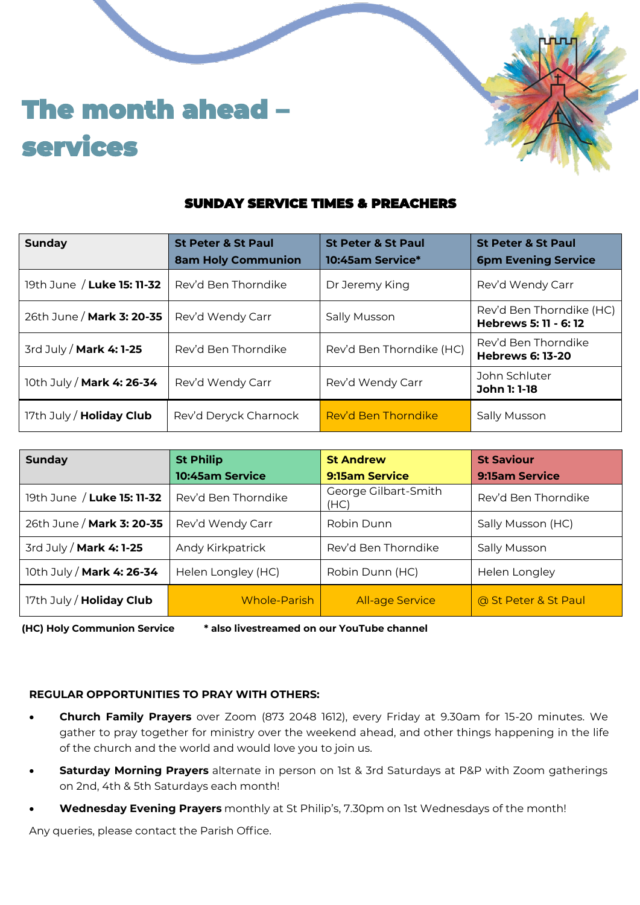# The month ahead – services

## SUNDAY SERVICE TIMES & PREACHERS

| Sunday | St Peter & St Paul 8am Holy Communion | St Peter & St Paul 10:45am Service* | St Peter & St Paul 6pm Evening Service |
|---|---|---|---|
| 19th June / **Luke 15: 11-32** | Rev'd Ben Thorndike | Dr Jeremy King | Rev'd Wendy Carr |
| 26th June / **Mark 3: 20-35** | Rev'd Wendy Carr | Sally Musson | Rev'd Ben Thorndike (HC) **Hebrews 5: 11 - 6: 12** |
| 3rd July / **Mark 4: 1-25** | Rev'd Ben Thorndike | Rev'd Ben Thorndike (HC) | Rev'd Ben Thorndike **Hebrews 6: 13-20** |
| 10th July / **Mark 4: 26-34** | Rev'd Wendy Carr | Rev'd Wendy Carr | John Schluter **John 1: 1-18** |
| 17th July / **Holiday Club** | Rev'd Deryck Charnock | Rev'd Ben Thorndike | Sally Musson |

| Sunday | St Philip 10:45am Service | St Andrew 9:15am Service | St Saviour 9:15am Service |
|---|---|---|---|
| 19th June / **Luke 15: 11-32** | Rev'd Ben Thorndike | George Gilbart-Smith (HC) | Rev'd Ben Thorndike |
| 26th June / **Mark 3: 20-35** | Rev'd Wendy Carr | Robin Dunn | Sally Musson (HC) |
| 3rd July / **Mark 4: 1-25** | Andy Kirkpatrick | Rev'd Ben Thorndike | Sally Musson |
| 10th July / **Mark 4: 26-34** | Helen Longley (HC) | Robin Dunn (HC) | Helen Longley |
| 17th July / **Holiday Club** | Whole-Parish | All-age Service | @ St Peter & St Paul |

**(HC) Holy Communion Service** **\* also livestreamed on our YouTube channel**

**REGULAR OPPORTUNITIES TO PRAY WITH OTHERS:**

- **Church Family Prayers** over Zoom (873 2048 1612), every Friday at 9.30am for 15-20 minutes. We gather to pray together for ministry over the weekend ahead, and other things happening in the life of the church and the world and would love you to join us.
- **Saturday Morning Prayers** alternate in person on 1st & 3rd Saturdays at P&P with Zoom gatherings on 2nd, 4th & 5th Saturdays each month!
- **Wednesday Evening Prayers** monthly at St Philip's, 7.30pm on 1st Wednesdays of the month!

Any queries, please contact the Parish Office.